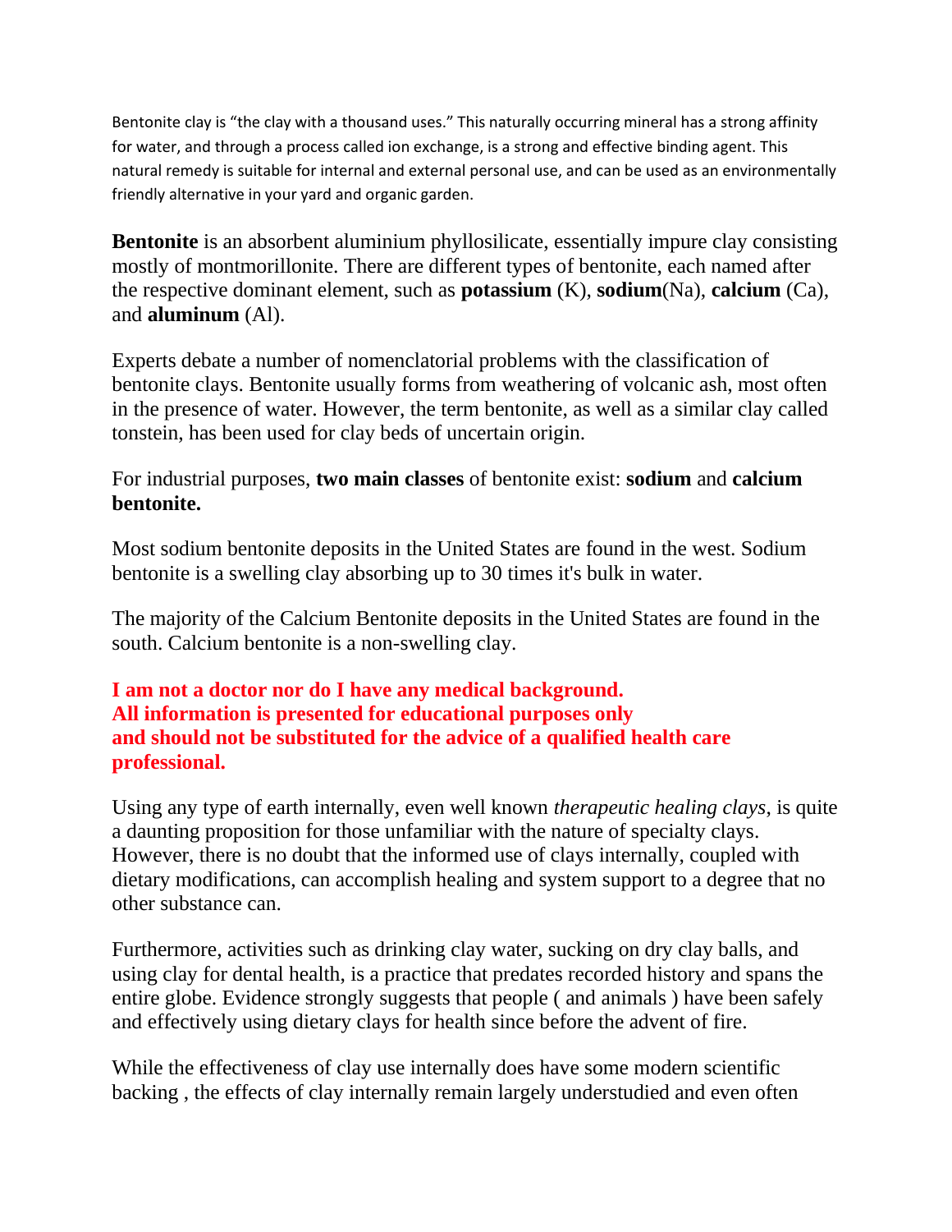Bentonite clay is "the clay with a thousand uses." This naturally occurring mineral has a strong affinity for water, and through a process called ion exchange, is a strong and effective binding agent. This natural remedy is suitable for internal and external personal use, and can be used as an environmentally friendly alternative in your yard and organic garden.

**Bentonite** is an absorbent aluminium phyllosilicate, essentially impure clay consisting mostly of montmorillonite. There are different types of bentonite, each named after the respective dominant element, such as **potassium** (K), **sodium**(Na), **calcium** (Ca), and **aluminum** (Al).

Experts debate a number of nomenclatorial problems with the classification of bentonite clays. Bentonite usually forms from weathering of volcanic ash, most often in the presence of water. However, the term bentonite, as well as a similar clay called tonstein, has been used for clay beds of uncertain origin.

For industrial purposes, **two main classes** of bentonite exist: **sodium** and **calcium bentonite.**

Most sodium bentonite deposits in the United States are found in the west. Sodium bentonite is a swelling clay absorbing up to 30 times it's bulk in water.

The majority of the Calcium Bentonite deposits in the United States are found in the south. Calcium bentonite is a non-swelling clay.

**I am not a doctor nor do I have any medical background.**
**All information is presented for educational purposes only**
**and should not be substituted for the advice of a qualified health care professional.**

Using any type of earth internally, even well known *therapeutic healing clays*, is quite a daunting proposition for those unfamiliar with the nature of specialty clays. However, there is no doubt that the informed use of clays internally, coupled with dietary modifications, can accomplish healing and system support to a degree that no other substance can.

Furthermore, activities such as drinking clay water, sucking on dry clay balls, and using clay for dental health, is a practice that predates recorded history and spans the entire globe. Evidence strongly suggests that people ( and animals ) have been safely and effectively using dietary clays for health since before the advent of fire.

While the effectiveness of clay use internally does have some modern scientific backing , the effects of clay internally remain largely understudied and even often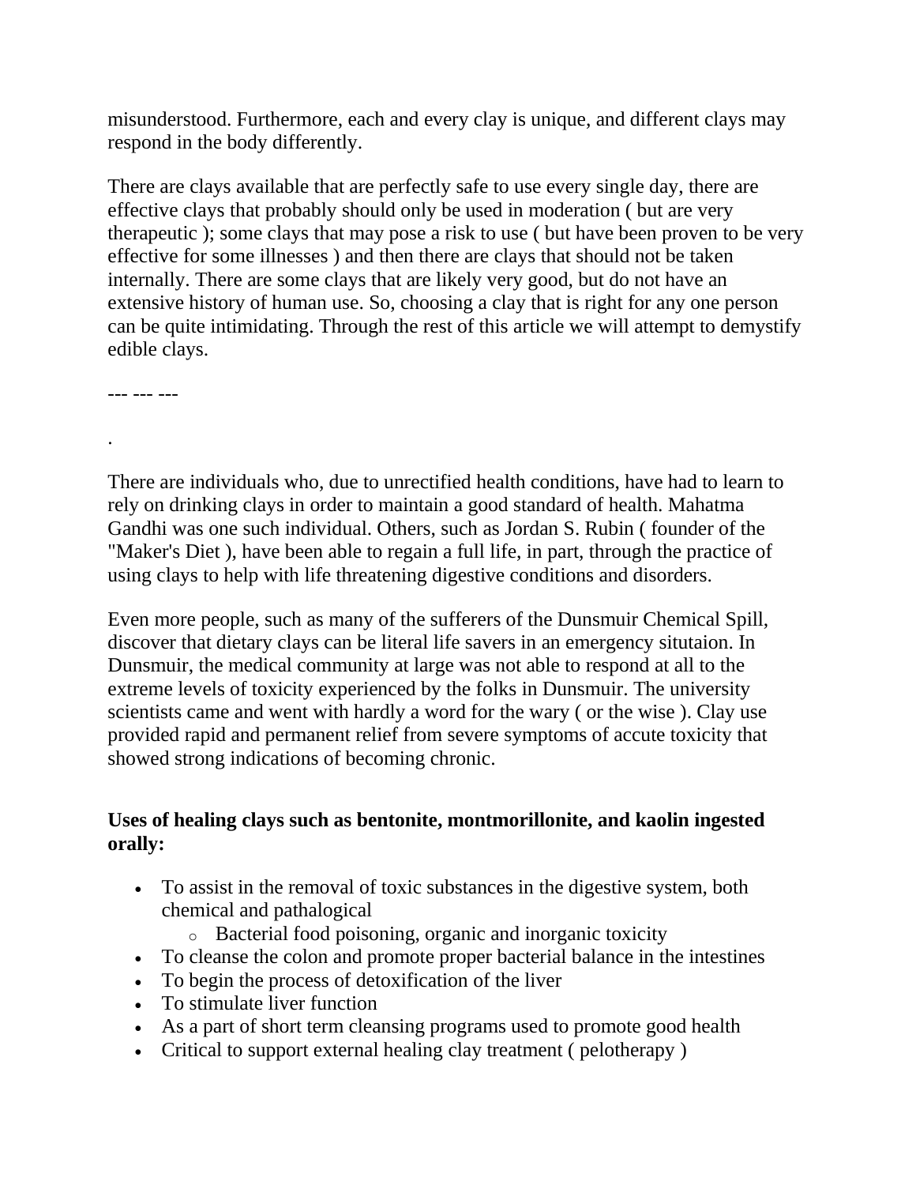misunderstood. Furthermore, each and every clay is unique, and different clays may respond in the body differently.

There are clays available that are perfectly safe to use every single day, there are effective clays that probably should only be used in moderation ( but are very therapeutic ); some clays that may pose a risk to use ( but have been proven to be very effective for some illnesses ) and then there are clays that should not be taken internally. There are some clays that are likely very good, but do not have an extensive history of human use. So, choosing a clay that is right for any one person can be quite intimidating. Through the rest of this article we will attempt to demystify edible clays.

--- --- ---

.

There are individuals who, due to unrectified health conditions, have had to learn to rely on drinking clays in order to maintain a good standard of health. Mahatma Gandhi was one such individual. Others, such as Jordan S. Rubin ( founder of the "Maker's Diet ), have been able to regain a full life, in part, through the practice of using clays to help with life threatening digestive conditions and disorders.

Even more people, such as many of the sufferers of the Dunsmuir Chemical Spill, discover that dietary clays can be literal life savers in an emergency situtaion. In Dunsmuir, the medical community at large was not able to respond at all to the extreme levels of toxicity experienced by the folks in Dunsmuir. The university scientists came and went with hardly a word for the wary ( or the wise ). Clay use provided rapid and permanent relief from severe symptoms of accute toxicity that showed strong indications of becoming chronic.

**Uses of healing clays such as bentonite, montmorillonite, and kaolin ingested orally:**

- To assist in the removal of toxic substances in the digestive system, both chemical and pathalogical
  - Bacterial food poisoning, organic and inorganic toxicity
- To cleanse the colon and promote proper bacterial balance in the intestines
- To begin the process of detoxification of the liver
- To stimulate liver function
- As a part of short term cleansing programs used to promote good health
- Critical to support external healing clay treatment ( pelotherapy )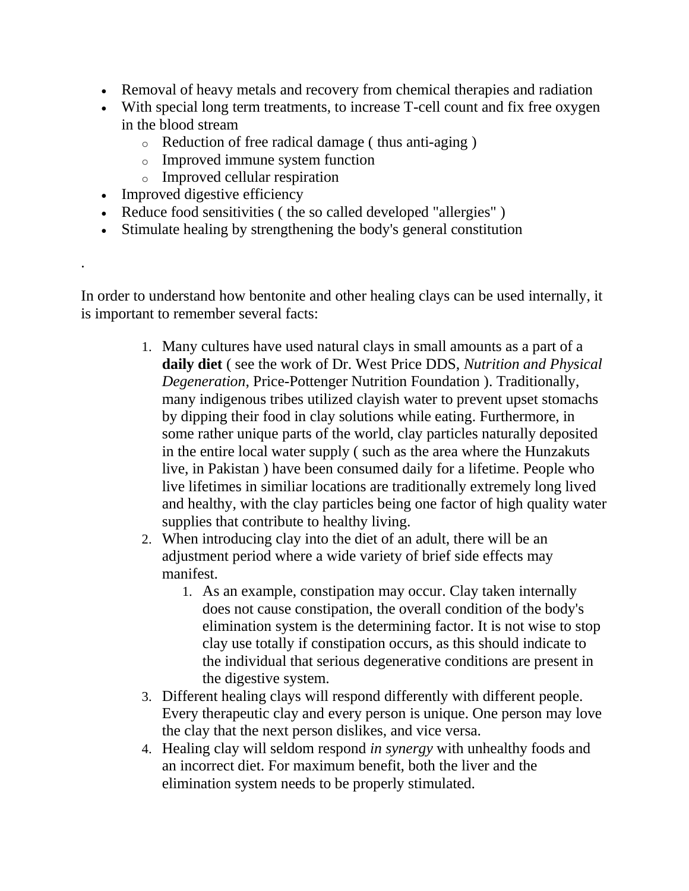- Removal of heavy metals and recovery from chemical therapies and radiation
- With special long term treatments, to increase T-cell count and fix free oxygen in the blood stream
    - Reduction of free radical damage ( thus anti-aging )
    - Improved immune system function
    - Improved cellular respiration
- Improved digestive efficiency
- Reduce food sensitivities ( the so called developed "allergies" )
- Stimulate healing by strengthening the body's general constitution

.

In order to understand how bentonite and other healing clays can be used internally, it is important to remember several facts:

1. Many cultures have used natural clays in small amounts as a part of a **daily diet** ( see the work of Dr. West Price DDS, *Nutrition and Physical Degeneration*, Price-Pottenger Nutrition Foundation ). Traditionally, many indigenous tribes utilized clayish water to prevent upset stomachs by dipping their food in clay solutions while eating. Furthermore, in some rather unique parts of the world, clay particles naturally deposited in the entire local water supply ( such as the area where the Hunzakuts live, in Pakistan ) have been consumed daily for a lifetime. People who live lifetimes in similiar locations are traditionally extremely long lived and healthy, with the clay particles being one factor of high quality water supplies that contribute to healthy living.
2. When introducing clay into the diet of an adult, there will be an adjustment period where a wide variety of brief side effects may manifest.
    1. As an example, constipation may occur. Clay taken internally does not cause constipation, the overall condition of the body's elimination system is the determining factor. It is not wise to stop clay use totally if constipation occurs, as this should indicate to the individual that serious degenerative conditions are present in the digestive system.
3. Different healing clays will respond differently with different people. Every therapeutic clay and every person is unique. One person may love the clay that the next person dislikes, and vice versa.
4. Healing clay will seldom respond *in synergy* with unhealthy foods and an incorrect diet. For maximum benefit, both the liver and the elimination system needs to be properly stimulated.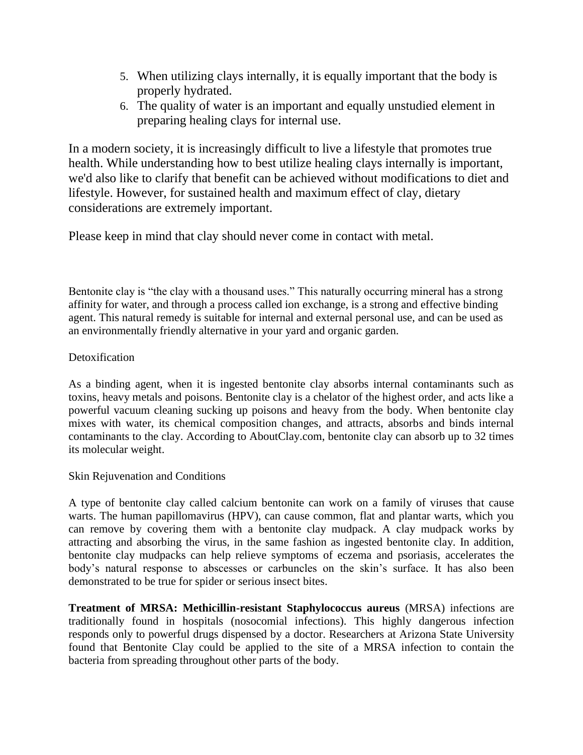5. When utilizing clays internally, it is equally important that the body is properly hydrated.
6. The quality of water is an important and equally unstudied element in preparing healing clays for internal use.

In a modern society, it is increasingly difficult to live a lifestyle that promotes true health. While understanding how to best utilize healing clays internally is important, we'd also like to clarify that benefit can be achieved without modifications to diet and lifestyle. However, for sustained health and maximum effect of clay, dietary considerations are extremely important.

Please keep in mind that clay should never come in contact with metal.

Bentonite clay is "the clay with a thousand uses." This naturally occurring mineral has a strong affinity for water, and through a process called ion exchange, is a strong and effective binding agent. This natural remedy is suitable for internal and external personal use, and can be used as an environmentally friendly alternative in your yard and organic garden.

Detoxification

As a binding agent, when it is ingested bentonite clay absorbs internal contaminants such as toxins, heavy metals and poisons. Bentonite clay is a chelator of the highest order, and acts like a powerful vacuum cleaning sucking up poisons and heavy from the body. When bentonite clay mixes with water, its chemical composition changes, and attracts, absorbs and binds internal contaminants to the clay. According to AboutClay.com, bentonite clay can absorb up to 32 times its molecular weight.

Skin Rejuvenation and Conditions

A type of bentonite clay called calcium bentonite can work on a family of viruses that cause warts. The human papillomavirus (HPV), can cause common, flat and plantar warts, which you can remove by covering them with a bentonite clay mudpack. A clay mudpack works by attracting and absorbing the virus, in the same fashion as ingested bentonite clay. In addition, bentonite clay mudpacks can help relieve symptoms of eczema and psoriasis, accelerates the body's natural response to abscesses or carbuncles on the skin's surface. It has also been demonstrated to be true for spider or serious insect bites.

**Treatment of MRSA: Methicillin-resistant Staphylococcus aureus** (MRSA) infections are traditionally found in hospitals (nosocomial infections). This highly dangerous infection responds only to powerful drugs dispensed by a doctor. Researchers at Arizona State University found that Bentonite Clay could be applied to the site of a MRSA infection to contain the bacteria from spreading throughout other parts of the body.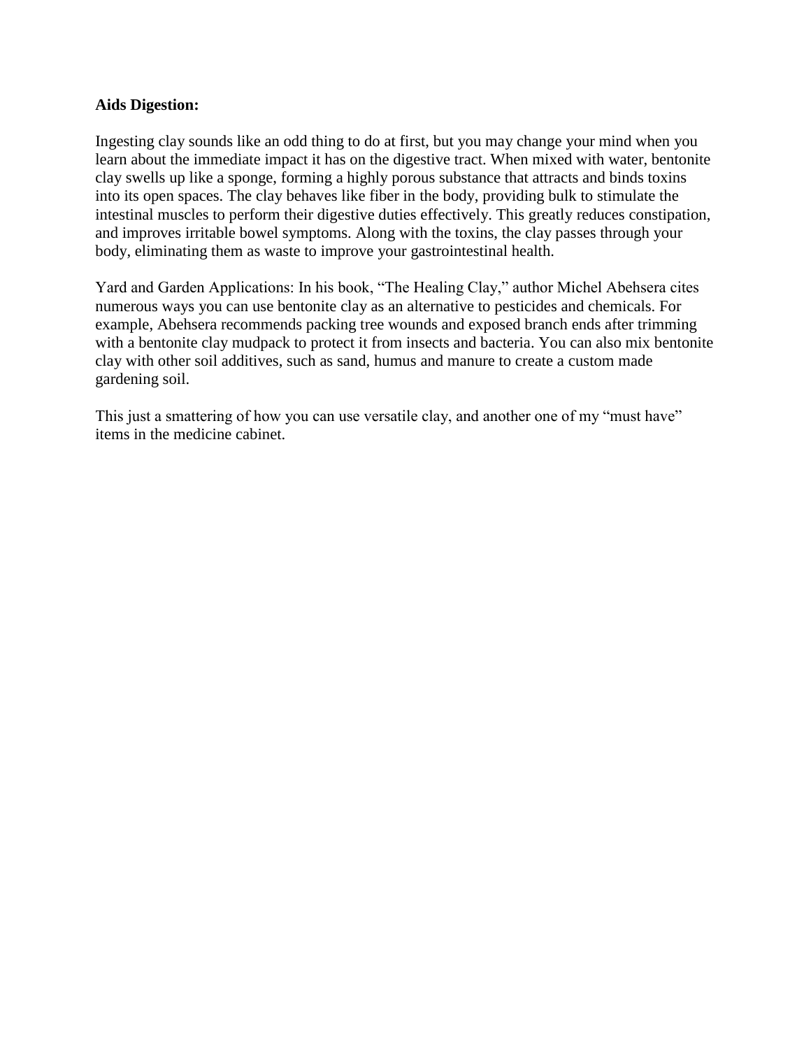**Aids Digestion:**

Ingesting clay sounds like an odd thing to do at first, but you may change your mind when you learn about the immediate impact it has on the digestive tract. When mixed with water, bentonite clay swells up like a sponge, forming a highly porous substance that attracts and binds toxins into its open spaces. The clay behaves like fiber in the body, providing bulk to stimulate the intestinal muscles to perform their digestive duties effectively. This greatly reduces constipation, and improves irritable bowel symptoms. Along with the toxins, the clay passes through your body, eliminating them as waste to improve your gastrointestinal health.

Yard and Garden Applications: In his book, "The Healing Clay," author Michel Abehsera cites numerous ways you can use bentonite clay as an alternative to pesticides and chemicals. For example, Abehsera recommends packing tree wounds and exposed branch ends after trimming with a bentonite clay mudpack to protect it from insects and bacteria. You can also mix bentonite clay with other soil additives, such as sand, humus and manure to create a custom made gardening soil.

This just a smattering of how you can use versatile clay, and another one of my "must have" items in the medicine cabinet.